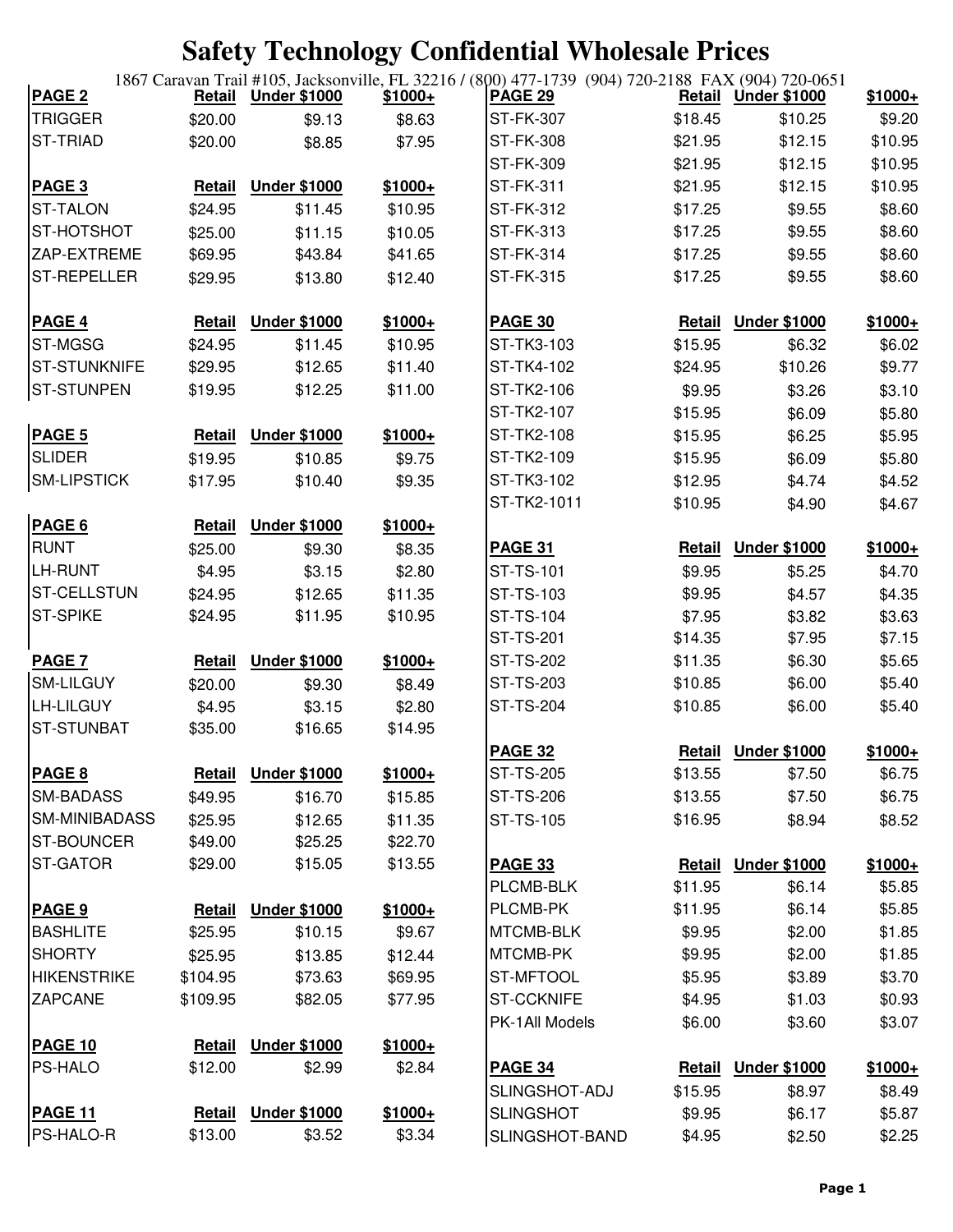# Safety Technology Confidential Wholesale Prices

1867 Caravan Trail #105, Jacksonville, FL 32216 / (800) 477-1739 (904) 720-2188 FAX (904) 720-0651

| PAGE 2 | Retail | Under $1000 | $1000+ |
|---|---|---|---|
| TRIGGER | $20.00 | $9.13 | $8.63 |
| ST-TRIAD | $20.00 | $8.85 | $7.95 |

| PAGE 3 | Retail | Under $1000 | $1000+ |
|---|---|---|---|
| ST-TALON | $24.95 | $11.45 | $10.95 |
| ST-HOTSHOT | $25.00 | $11.15 | $10.05 |
| ZAP-EXTREME | $69.95 | $43.84 | $41.65 |
| ST-REPELLER | $29.95 | $13.80 | $12.40 |

| PAGE 4 | Retail | Under $1000 | $1000+ |
|---|---|---|---|
| ST-MGSG | $24.95 | $11.45 | $10.95 |
| ST-STUNKNIFE | $29.95 | $12.65 | $11.40 |
| ST-STUNPEN | $19.95 | $12.25 | $11.00 |

| PAGE 5 | Retail | Under $1000 | $1000+ |
|---|---|---|---|
| SLIDER | $19.95 | $10.85 | $9.75 |
| SM-LIPSTICK | $17.95 | $10.40 | $9.35 |

| PAGE 6 | Retail | Under $1000 | $1000+ |
|---|---|---|---|
| RUNT | $25.00 | $9.30 | $8.35 |
| LH-RUNT | $4.95 | $3.15 | $2.80 |
| ST-CELLSTUN | $24.95 | $12.65 | $11.35 |
| ST-SPIKE | $24.95 | $11.95 | $10.95 |

| PAGE 7 | Retail | Under $1000 | $1000+ |
|---|---|---|---|
| SM-LILGUY | $20.00 | $9.30 | $8.49 |
| LH-LILGUY | $4.95 | $3.15 | $2.80 |
| ST-STUNBAT | $35.00 | $16.65 | $14.95 |

| PAGE 8 | Retail | Under $1000 | $1000+ |
|---|---|---|---|
| SM-BADASS | $49.95 | $16.70 | $15.85 |
| SM-MINIBADASS | $25.95 | $12.65 | $11.35 |
| ST-BOUNCER | $49.00 | $25.25 | $22.70 |
| ST-GATOR | $29.00 | $15.05 | $13.55 |

| PAGE 9 | Retail | Under $1000 | $1000+ |
|---|---|---|---|
| BASHLITE | $25.95 | $10.15 | $9.67 |
| SHORTY | $25.95 | $13.85 | $12.44 |
| HIKENSTRIKE | $104.95 | $73.63 | $69.95 |
| ZAPCANE | $109.95 | $82.05 | $77.95 |

| PAGE 10 | Retail | Under $1000 | $1000+ |
|---|---|---|---|
| PS-HALO | $12.00 | $2.99 | $2.84 |

| PAGE 11 | Retail | Under $1000 | $1000+ |
|---|---|---|---|
| PS-HALO-R | $13.00 | $3.52 | $3.34 |

| PAGE 29 | Retail | Under $1000 | $1000+ |
|---|---|---|---|
| ST-FK-307 | $18.45 | $10.25 | $9.20 |
| ST-FK-308 | $21.95 | $12.15 | $10.95 |
| ST-FK-309 | $21.95 | $12.15 | $10.95 |
| ST-FK-311 | $21.95 | $12.15 | $10.95 |
| ST-FK-312 | $17.25 | $9.55 | $8.60 |
| ST-FK-313 | $17.25 | $9.55 | $8.60 |
| ST-FK-314 | $17.25 | $9.55 | $8.60 |
| ST-FK-315 | $17.25 | $9.55 | $8.60 |

| PAGE 30 | Retail | Under $1000 | $1000+ |
|---|---|---|---|
| ST-TK3-103 | $15.95 | $6.32 | $6.02 |
| ST-TK4-102 | $24.95 | $10.26 | $9.77 |
| ST-TK2-106 | $9.95 | $3.26 | $3.10 |
| ST-TK2-107 | $15.95 | $6.09 | $5.80 |
| ST-TK2-108 | $15.95 | $6.25 | $5.95 |
| ST-TK2-109 | $15.95 | $6.09 | $5.80 |
| ST-TK3-102 | $12.95 | $4.74 | $4.52 |
| ST-TK2-1011 | $10.95 | $4.90 | $4.67 |

| PAGE 31 | Retail | Under $1000 | $1000+ |
|---|---|---|---|
| ST-TS-101 | $9.95 | $5.25 | $4.70 |
| ST-TS-103 | $9.95 | $4.57 | $4.35 |
| ST-TS-104 | $7.95 | $3.82 | $3.63 |
| ST-TS-201 | $14.35 | $7.95 | $7.15 |
| ST-TS-202 | $11.35 | $6.30 | $5.65 |
| ST-TS-203 | $10.85 | $6.00 | $5.40 |
| ST-TS-204 | $10.85 | $6.00 | $5.40 |

| PAGE 32 | Retail | Under $1000 | $1000+ |
|---|---|---|---|
| ST-TS-205 | $13.55 | $7.50 | $6.75 |
| ST-TS-206 | $13.55 | $7.50 | $6.75 |
| ST-TS-105 | $16.95 | $8.94 | $8.52 |

| PAGE 33 | Retail | Under $1000 | $1000+ |
|---|---|---|---|
| PLCMB-BLK | $11.95 | $6.14 | $5.85 |
| PLCMB-PK | $11.95 | $6.14 | $5.85 |
| MTCMB-BLK | $9.95 | $2.00 | $1.85 |
| MTCMB-PK | $9.95 | $2.00 | $1.85 |
| ST-MFTOOL | $5.95 | $3.89 | $3.70 |
| ST-CCKNIFE | $4.95 | $1.03 | $0.93 |
| PK-1All Models | $6.00 | $3.60 | $3.07 |

| PAGE 34 | Retail | Under $1000 | $1000+ |
|---|---|---|---|
| SLINGSHOT-ADJ | $15.95 | $8.97 | $8.49 |
| SLINGSHOT | $9.95 | $6.17 | $5.87 |
| SLINGSHOT-BAND | $4.95 | $2.50 | $2.25 |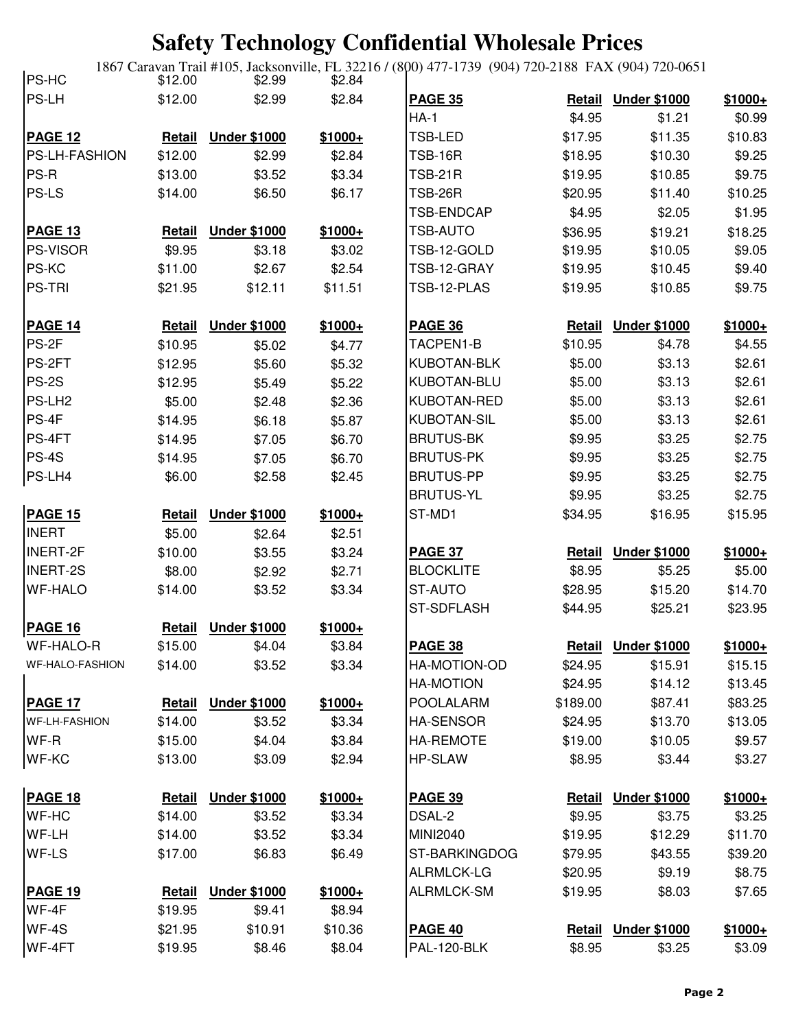# Safety Technology Confidential Wholesale Prices

1867 Caravan Trail #105, Jacksonville, FL 32216 / (800) 477-1739 (904) 720-2188 FAX (904) 720-0651

| | Retail | Under $1000 | $1000+ |
|---|---|---|---|
| PS-HC | $12.00 | $2.99 | $2.84 |
| PS-LH | $12.00 | $2.99 | $2.84 |
| **PAGE 12** | **Retail** | **Under $1000** | **$1000+** |
| PS-LH-FASHION | $12.00 | $2.99 | $2.84 |
| PS-R | $13.00 | $3.52 | $3.34 |
| PS-LS | $14.00 | $6.50 | $6.17 |
| **PAGE 13** | **Retail** | **Under $1000** | **$1000+** |
| PS-VISOR | $9.95 | $3.18 | $3.02 |
| PS-KC | $11.00 | $2.67 | $2.54 |
| PS-TRI | $21.95 | $12.11 | $11.51 |
| **PAGE 14** | **Retail** | **Under $1000** | **$1000+** |
| PS-2F | $10.95 | $5.02 | $4.77 |
| PS-2FT | $12.95 | $5.60 | $5.32 |
| PS-2S | $12.95 | $5.49 | $5.22 |
| PS-LH2 | $5.00 | $2.48 | $2.36 |
| PS-4F | $14.95 | $6.18 | $5.87 |
| PS-4FT | $14.95 | $7.05 | $6.70 |
| PS-4S | $14.95 | $7.05 | $6.70 |
| PS-LH4 | $6.00 | $2.58 | $2.45 |
| **PAGE 15** | **Retail** | **Under $1000** | **$1000+** |
| INERT | $5.00 | $2.64 | $2.51 |
| INERT-2F | $10.00 | $3.55 | $3.24 |
| INERT-2S | $8.00 | $2.92 | $2.71 |
| WF-HALO | $14.00 | $3.52 | $3.34 |
| **PAGE 16** | **Retail** | **Under $1000** | **$1000+** |
| WF-HALO-R | $15.00 | $4.04 | $3.84 |
| WF-HALO-FASHION | $14.00 | $3.52 | $3.34 |
| **PAGE 17** | **Retail** | **Under $1000** | **$1000+** |
| WF-LH-FASHION | $14.00 | $3.52 | $3.34 |
| WF-R | $15.00 | $4.04 | $3.84 |
| WF-KC | $13.00 | $3.09 | $2.94 |
| **PAGE 18** | **Retail** | **Under $1000** | **$1000+** |
| WF-HC | $14.00 | $3.52 | $3.34 |
| WF-LH | $14.00 | $3.52 | $3.34 |
| WF-LS | $17.00 | $6.83 | $6.49 |
| **PAGE 19** | **Retail** | **Under $1000** | **$1000+** |
| WF-4F | $19.95 | $9.41 | $8.94 |
| WF-4S | $21.95 | $10.91 | $10.36 |
| WF-4FT | $19.95 | $8.46 | $8.04 |

| **PAGE 35** | **Retail** | **Under $1000** | **$1000+** |
|---|---|---|---|
| HA-1 | $4.95 | $1.21 | $0.99 |
| TSB-LED | $17.95 | $11.35 | $10.83 |
| TSB-16R | $18.95 | $10.30 | $9.25 |
| TSB-21R | $19.95 | $10.85 | $9.75 |
| TSB-26R | $20.95 | $11.40 | $10.25 |
| TSB-ENDCAP | $4.95 | $2.05 | $1.95 |
| TSB-AUTO | $36.95 | $19.21 | $18.25 |
| TSB-12-GOLD | $19.95 | $10.05 | $9.05 |
| TSB-12-GRAY | $19.95 | $10.45 | $9.40 |
| TSB-12-PLAS | $19.95 | $10.85 | $9.75 |
| **PAGE 36** | **Retail** | **Under $1000** | **$1000+** |
| TACPEN1-B | $10.95 | $4.78 | $4.55 |
| KUBOTAN-BLK | $5.00 | $3.13 | $2.61 |
| KUBOTAN-BLU | $5.00 | $3.13 | $2.61 |
| KUBOTAN-RED | $5.00 | $3.13 | $2.61 |
| KUBOTAN-SIL | $5.00 | $3.13 | $2.61 |
| BRUTUS-BK | $9.95 | $3.25 | $2.75 |
| BRUTUS-PK | $9.95 | $3.25 | $2.75 |
| BRUTUS-PP | $9.95 | $3.25 | $2.75 |
| BRUTUS-YL | $9.95 | $3.25 | $2.75 |
| ST-MD1 | $34.95 | $16.95 | $15.95 |
| **PAGE 37** | **Retail** | **Under $1000** | **$1000+** |
| BLOCKLITE | $8.95 | $5.25 | $5.00 |
| ST-AUTO | $28.95 | $15.20 | $14.70 |
| ST-SDFLASH | $44.95 | $25.21 | $23.95 |
| **PAGE 38** | **Retail** | **Under $1000** | **$1000+** |
| HA-MOTION-OD | $24.95 | $15.91 | $15.15 |
| HA-MOTION | $24.95 | $14.12 | $13.45 |
| POOLALARM | $189.00 | $87.41 | $83.25 |
| HA-SENSOR | $24.95 | $13.70 | $13.05 |
| HA-REMOTE | $19.00 | $10.05 | $9.57 |
| HP-SLAW | $8.95 | $3.44 | $3.27 |
| **PAGE 39** | **Retail** | **Under $1000** | **$1000+** |
| DSAL-2 | $9.95 | $3.75 | $3.25 |
| MINI2040 | $19.95 | $12.29 | $11.70 |
| ST-BARKINGDOG | $79.95 | $43.55 | $39.20 |
| ALRMLCK-LG | $20.95 | $9.19 | $8.75 |
| ALRMLCK-SM | $19.95 | $8.03 | $7.65 |
| **PAGE 40** | **Retail** | **Under $1000** | **$1000+** |
| PAL-120-BLK | $8.95 | $3.25 | $3.09 |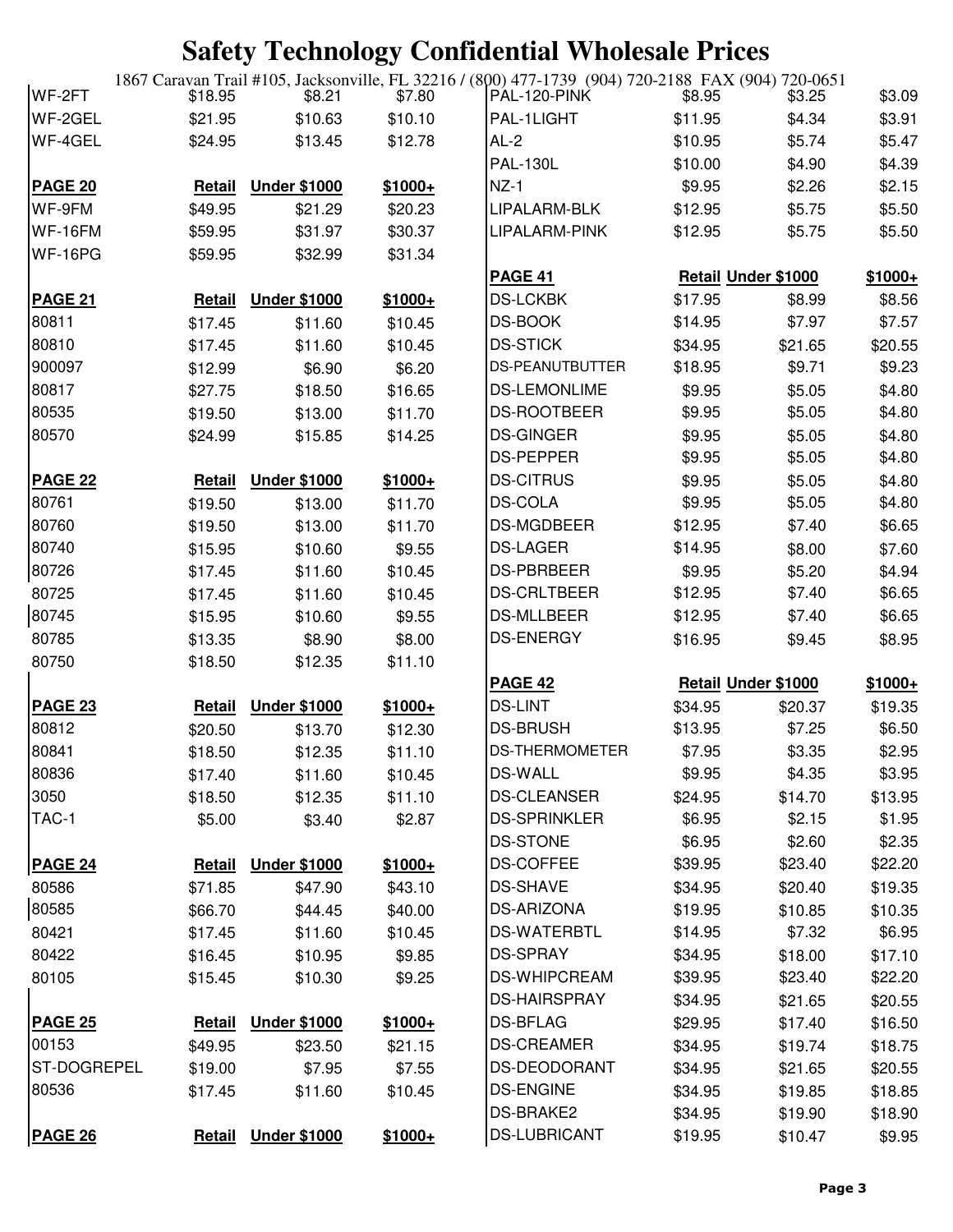# Safety Technology Confidential Wholesale Prices

1867 Caravan Trail #105, Jacksonville, FL 32216 / (800) 477-1739 (904) 720-2188 FAX (904) 720-0651

| | | | |
|---|---|---|---|
| WF-2FT | $18.95 | $8.21 | $7.80 |
| WF-2GEL | $21.95 | $10.63 | $10.10 |
| WF-4GEL | $24.95 | $13.45 | $12.78 |

| PAGE 20 | Retail | Under $1000 | $1000+ |
|---|---|---|---|
| WF-9FM | $49.95 | $21.29 | $20.23 |
| WF-16FM | $59.95 | $31.97 | $30.37 |
| WF-16PG | $59.95 | $32.99 | $31.34 |

| PAGE 21 | Retail | Under $1000 | $1000+ |
|---|---|---|---|
| 80811 | $17.45 | $11.60 | $10.45 |
| 80810 | $17.45 | $11.60 | $10.45 |
| 900097 | $12.99 | $6.90 | $6.20 |
| 80817 | $27.75 | $18.50 | $16.65 |
| 80535 | $19.50 | $13.00 | $11.70 |
| 80570 | $24.99 | $15.85 | $14.25 |

| PAGE 22 | Retail | Under $1000 | $1000+ |
|---|---|---|---|
| 80761 | $19.50 | $13.00 | $11.70 |
| 80760 | $19.50 | $13.00 | $11.70 |
| 80740 | $15.95 | $10.60 | $9.55 |
| 80726 | $17.45 | $11.60 | $10.45 |
| 80725 | $17.45 | $11.60 | $10.45 |
| 80745 | $15.95 | $10.60 | $9.55 |
| 80785 | $13.35 | $8.90 | $8.00 |
| 80750 | $18.50 | $12.35 | $11.10 |

| PAGE 23 | Retail | Under $1000 | $1000+ |
|---|---|---|---|
| 80812 | $20.50 | $13.70 | $12.30 |
| 80841 | $18.50 | $12.35 | $11.10 |
| 80836 | $17.40 | $11.60 | $10.45 |
| 3050 | $18.50 | $12.35 | $11.10 |
| TAC-1 | $5.00 | $3.40 | $2.87 |

| PAGE 24 | Retail | Under $1000 | $1000+ |
|---|---|---|---|
| 80586 | $71.85 | $47.90 | $43.10 |
| 80585 | $66.70 | $44.45 | $40.00 |
| 80421 | $17.45 | $11.60 | $10.45 |
| 80422 | $16.45 | $10.95 | $9.85 |
| 80105 | $15.45 | $10.30 | $9.25 |

| PAGE 25 | Retail | Under $1000 | $1000+ |
|---|---|---|---|
| 00153 | $49.95 | $23.50 | $21.15 |
| ST-DOGREPEL | $19.00 | $7.95 | $7.55 |
| 80536 | $17.45 | $11.60 | $10.45 |

| PAGE 26 | Retail | Under $1000 | $1000+ |
|---|---|---|---|

| | | | |
|---|---|---|---|
| PAL-120-PINK | $8.95 | $3.25 | $3.09 |
| PAL-1LIGHT | $11.95 | $4.34 | $3.91 |
| AL-2 | $10.95 | $5.74 | $5.47 |
| PAL-130L | $10.00 | $4.90 | $4.39 |
| NZ-1 | $9.95 | $2.26 | $2.15 |
| LIPALARM-BLK | $12.95 | $5.75 | $5.50 |
| LIPALARM-PINK | $12.95 | $5.75 | $5.50 |

| PAGE 41 | Retail | Under $1000 | $1000+ |
|---|---|---|---|
| DS-LCKBK | $17.95 | $8.99 | $8.56 |
| DS-BOOK | $14.95 | $7.97 | $7.57 |
| DS-STICK | $34.95 | $21.65 | $20.55 |
| DS-PEANUTBUTTER | $18.95 | $9.71 | $9.23 |
| DS-LEMONLIME | $9.95 | $5.05 | $4.80 |
| DS-ROOTBEER | $9.95 | $5.05 | $4.80 |
| DS-GINGER | $9.95 | $5.05 | $4.80 |
| DS-PEPPER | $9.95 | $5.05 | $4.80 |
| DS-CITRUS | $9.95 | $5.05 | $4.80 |
| DS-COLA | $9.95 | $5.05 | $4.80 |
| DS-MGDBEER | $12.95 | $7.40 | $6.65 |
| DS-LAGER | $14.95 | $8.00 | $7.60 |
| DS-PBRBEER | $9.95 | $5.20 | $4.94 |
| DS-CRLTBEER | $12.95 | $7.40 | $6.65 |
| DS-MLLBEER | $12.95 | $7.40 | $6.65 |
| DS-ENERGY | $16.95 | $9.45 | $8.95 |

| PAGE 42 | Retail | Under $1000 | $1000+ |
|---|---|---|---|
| DS-LINT | $34.95 | $20.37 | $19.35 |
| DS-BRUSH | $13.95 | $7.25 | $6.50 |
| DS-THERMOMETER | $7.95 | $3.35 | $2.95 |
| DS-WALL | $9.95 | $4.35 | $3.95 |
| DS-CLEANSER | $24.95 | $14.70 | $13.95 |
| DS-SPRINKLER | $6.95 | $2.15 | $1.95 |
| DS-STONE | $6.95 | $2.60 | $2.35 |
| DS-COFFEE | $39.95 | $23.40 | $22.20 |
| DS-SHAVE | $34.95 | $20.40 | $19.35 |
| DS-ARIZONA | $19.95 | $10.85 | $10.35 |
| DS-WATERBTL | $14.95 | $7.32 | $6.95 |
| DS-SPRAY | $34.95 | $18.00 | $17.10 |
| DS-WHIPCREAM | $39.95 | $23.40 | $22.20 |
| DS-HAIRSPRAY | $34.95 | $21.65 | $20.55 |
| DS-BFLAG | $29.95 | $17.40 | $16.50 |
| DS-CREAMER | $34.95 | $19.74 | $18.75 |
| DS-DEODORANT | $34.95 | $21.65 | $20.55 |
| DS-ENGINE | $34.95 | $19.85 | $18.85 |
| DS-BRAKE2 | $34.95 | $19.90 | $18.90 |
| DS-LUBRICANT | $19.95 | $10.47 | $9.95 |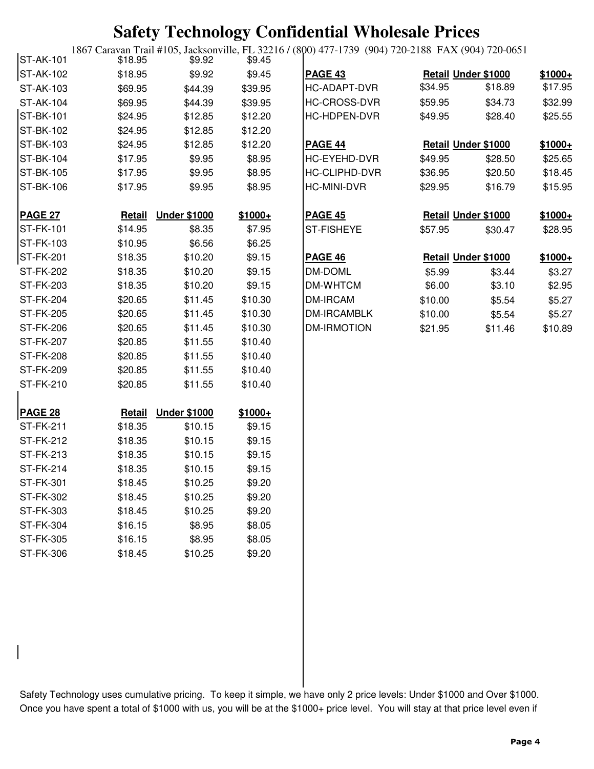# Safety Technology Confidential Wholesale Prices

1867 Caravan Trail #105, Jacksonville, FL 32216 / (800) 477-1739 (904) 720-2188 FAX (904) 720-0651

| | | | |
|---|---|---|---|
| ST-AK-101 | $18.95 | $9.92 | $9.45 |
| ST-AK-102 | $18.95 | $9.92 | $9.45 |
| ST-AK-103 | $69.95 | $44.39 | $39.95 |
| ST-AK-104 | $69.95 | $44.39 | $39.95 |
| ST-BK-101 | $24.95 | $12.85 | $12.20 |
| ST-BK-102 | $24.95 | $12.85 | $12.20 |
| ST-BK-103 | $24.95 | $12.85 | $12.20 |
| ST-BK-104 | $17.95 | $9.95 | $8.95 |
| ST-BK-105 | $17.95 | $9.95 | $8.95 |
| ST-BK-106 | $17.95 | $9.95 | $8.95 |

| PAGE 27 | Retail | Under $1000 | $1000+ |
|---|---|---|---|
| ST-FK-101 | $14.95 | $8.35 | $7.95 |
| ST-FK-103 | $10.95 | $6.56 | $6.25 |
| ST-FK-201 | $18.35 | $10.20 | $9.15 |
| ST-FK-202 | $18.35 | $10.20 | $9.15 |
| ST-FK-203 | $18.35 | $10.20 | $9.15 |
| ST-FK-204 | $20.65 | $11.45 | $10.30 |
| ST-FK-205 | $20.65 | $11.45 | $10.30 |
| ST-FK-206 | $20.65 | $11.45 | $10.30 |
| ST-FK-207 | $20.85 | $11.55 | $10.40 |
| ST-FK-208 | $20.85 | $11.55 | $10.40 |
| ST-FK-209 | $20.85 | $11.55 | $10.40 |
| ST-FK-210 | $20.85 | $11.55 | $10.40 |

| PAGE 28 | Retail | Under $1000 | $1000+ |
|---|---|---|---|
| ST-FK-211 | $18.35 | $10.15 | $9.15 |
| ST-FK-212 | $18.35 | $10.15 | $9.15 |
| ST-FK-213 | $18.35 | $10.15 | $9.15 |
| ST-FK-214 | $18.35 | $10.15 | $9.15 |
| ST-FK-301 | $18.45 | $10.25 | $9.20 |
| ST-FK-302 | $18.45 | $10.25 | $9.20 |
| ST-FK-303 | $18.45 | $10.25 | $9.20 |
| ST-FK-304 | $16.15 | $8.95 | $8.05 |
| ST-FK-305 | $16.15 | $8.95 | $8.05 |
| ST-FK-306 | $18.45 | $10.25 | $9.20 |

| PAGE 43 | Retail | Under $1000 | $1000+ |
|---|---|---|---|
| HC-ADAPT-DVR | $34.95 | $18.89 | $17.95 |
| HC-CROSS-DVR | $59.95 | $34.73 | $32.99 |
| HC-HDPEN-DVR | $49.95 | $28.40 | $25.55 |

| PAGE 44 | Retail | Under $1000 | $1000+ |
|---|---|---|---|
| HC-EYEHD-DVR | $49.95 | $28.50 | $25.65 |
| HC-CLIPHD-DVR | $36.95 | $20.50 | $18.45 |
| HC-MINI-DVR | $29.95 | $16.79 | $15.95 |

| PAGE 45 | Retail | Under $1000 | $1000+ |
|---|---|---|---|
| ST-FISHEYE | $57.95 | $30.47 | $28.95 |

| PAGE 46 | Retail | Under $1000 | $1000+ |
|---|---|---|---|
| DM-DOML | $5.99 | $3.44 | $3.27 |
| DM-WHTCM | $6.00 | $3.10 | $2.95 |
| DM-IRCAM | $10.00 | $5.54 | $5.27 |
| DM-IRCAMBLK | $10.00 | $5.54 | $5.27 |
| DM-IRMOTION | $21.95 | $11.46 | $10.89 |

Safety Technology uses cumulative pricing. To keep it simple, we have only 2 price levels: Under $1000 and Over $1000. Once you have spent a total of $1000 with us, you will be at the $1000+ price level. You will stay at that price level even if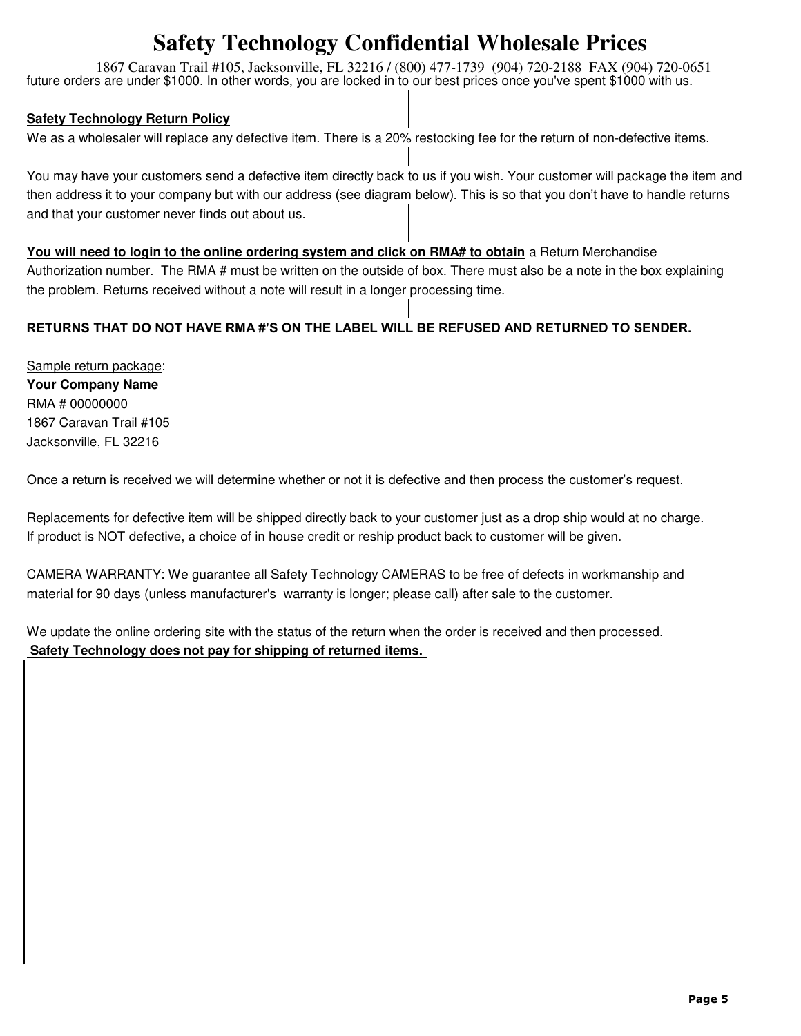future orders are under $1000. In other words, you are locked in to our best prices once you've spent $1000 with us.

**Safety Technology Return Policy**

We as a wholesaler will replace any defective item. There is a 20% restocking fee for the return of non-defective items.

You may have your customers send a defective item directly back to us if you wish. Your customer will package the item and then address it to your company but with our address (see diagram below). This is so that you don't have to handle returns and that your customer never finds out about us.

**You will need to login to the online ordering system and click on RMA# to obtain** a Return Merchandise Authorization number. The RMA # must be written on the outside of box. There must also be a note in the box explaining the problem. Returns received without a note will result in a longer processing time.

**RETURNS THAT DO NOT HAVE RMA #'S ON THE LABEL WILL BE REFUSED AND RETURNED TO SENDER.**

Sample return package:
**Your Company Name**
RMA # 00000000
1867 Caravan Trail #105
Jacksonville, FL 32216

Once a return is received we will determine whether or not it is defective and then process the customer's request.

Replacements for defective item will be shipped directly back to your customer just as a drop ship would at no charge.
If product is NOT defective, a choice of in house credit or reship product back to customer will be given.

CAMERA WARRANTY: We guarantee all Safety Technology CAMERAS to be free of defects in workmanship and material for 90 days (unless manufacturer's warranty is longer; please call) after sale to the customer.

We update the online ordering site with the status of the return when the order is received and then processed.
**Safety Technology does not pay for shipping of returned items.**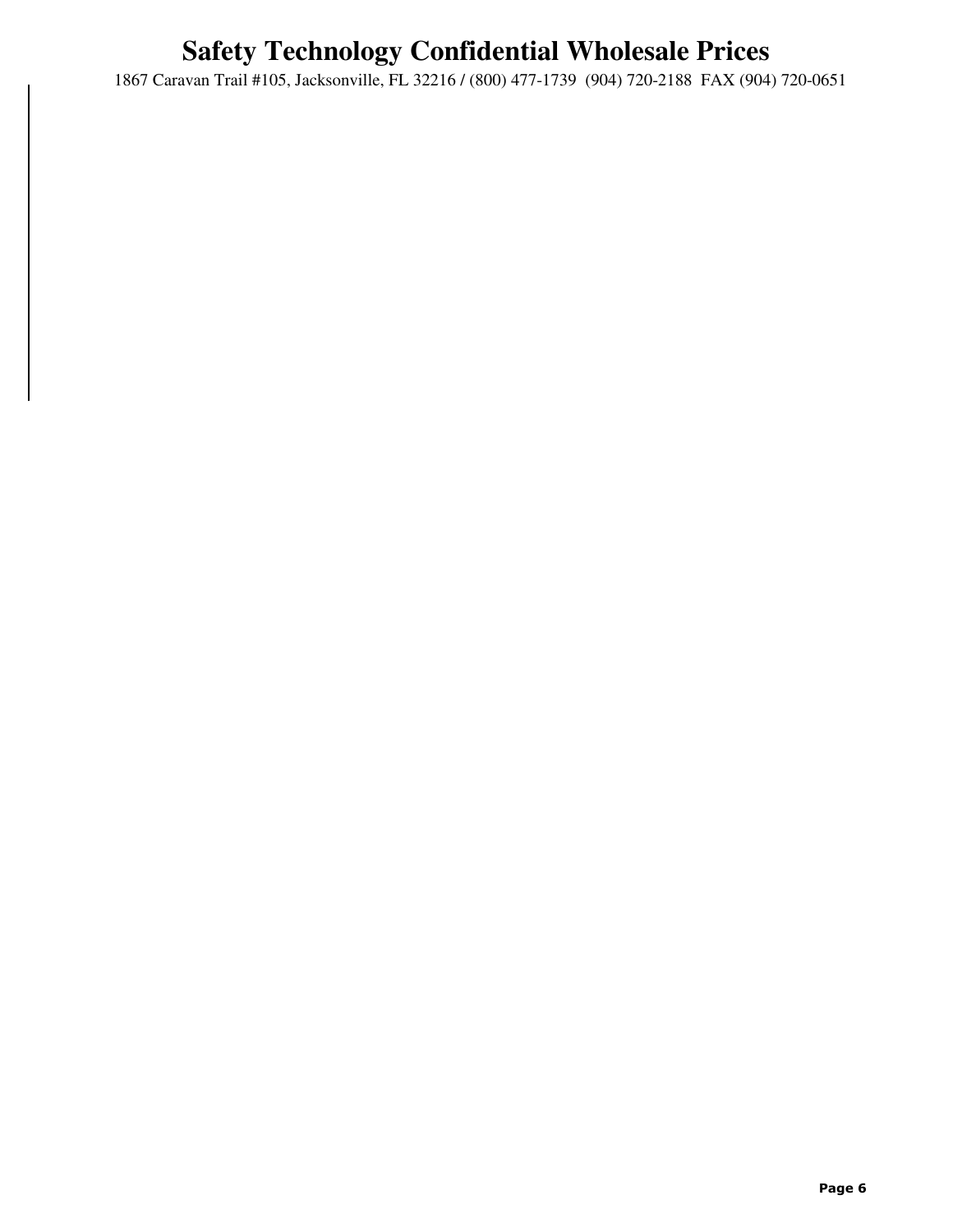# Safety Technology Confidential Wholesale Prices

1867 Caravan Trail #105, Jacksonville, FL 32216 / (800) 477-1739 (904) 720-2188 FAX (904) 720-0651